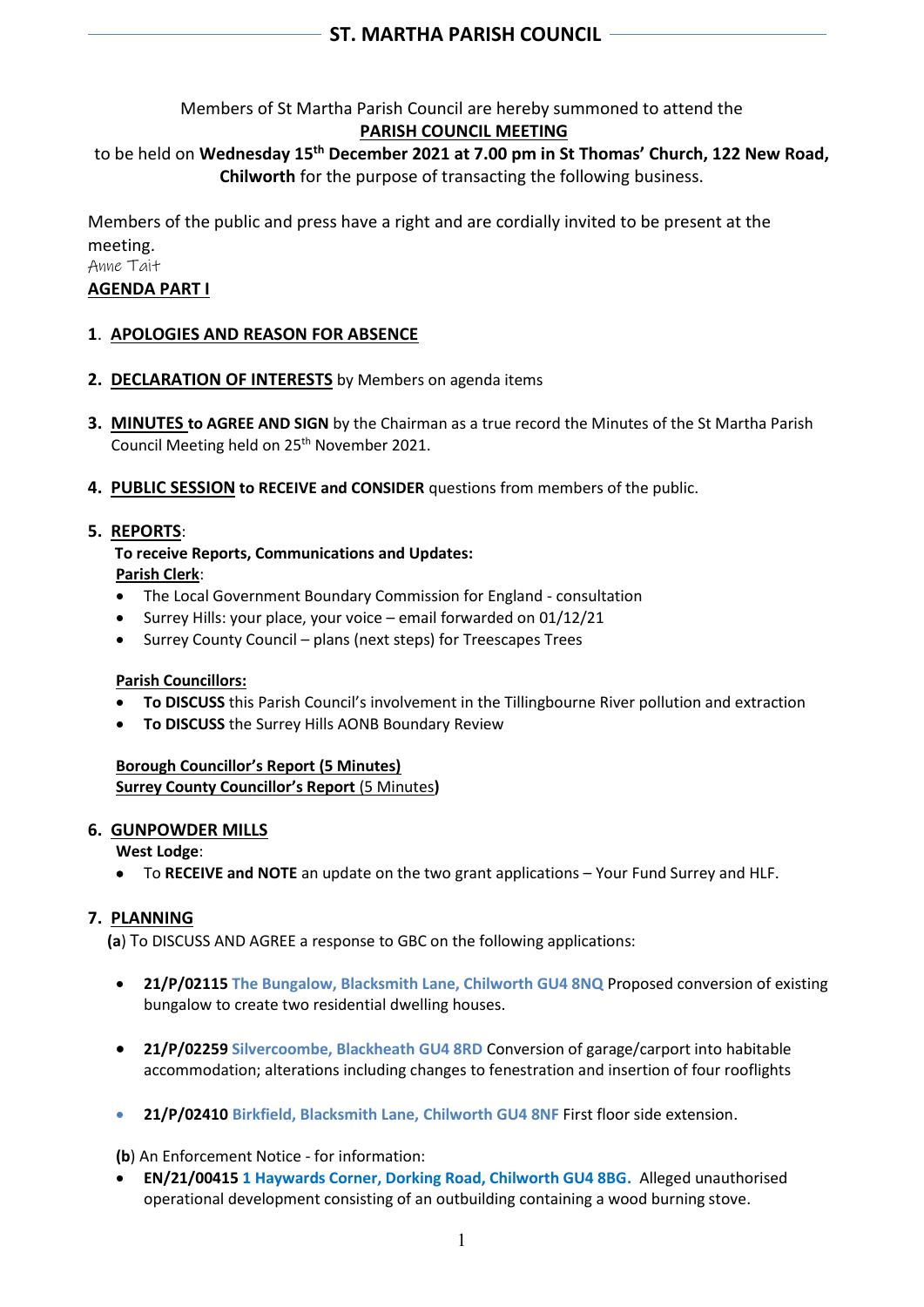# ST. MARTHA PARISH COUNCIL

Members of St Martha Parish Council are hereby summoned to attend the

**PARISH COUNCIL MEETING**

to be held on **Wednesday 15th December 2021 at 7.00 pm in St Thomas' Church, 122 New Road, Chilworth** for the purpose of transacting the following business.

Members of the public and press have a right and are cordially invited to be present at the meeting.

Anne Tait

**AGENDA PART I**

**1. APOLOGIES AND REASON FOR ABSENCE**

**2. DECLARATION OF INTERESTS** by Members on agenda items

**3. MINUTES to AGREE AND SIGN** by the Chairman as a true record the Minutes of the St Martha Parish Council Meeting held on 25th November 2021.

**4. PUBLIC SESSION to RECEIVE and CONSIDER** questions from members of the public.

**5. REPORTS**:

**To receive Reports, Communications and Updates:**

**Parish Clerk**:

- The Local Government Boundary Commission for England - consultation
- Surrey Hills: your place, your voice – email forwarded on 01/12/21
- Surrey County Council – plans (next steps) for Treescapes Trees

**Parish Councillors:**

- **To DISCUSS** this Parish Council's involvement in the Tillingbourne River pollution and extraction
- **To DISCUSS** the Surrey Hills AONB Boundary Review

**Borough Councillor's Report (5 Minutes)**

**Surrey County Councillor's Report** (5 Minutes**)**

**6. GUNPOWDER MILLS**

**West Lodge**:

- To **RECEIVE and NOTE** an update on the two grant applications – Your Fund Surrey and HLF.

**7. PLANNING**

(**a**) To DISCUSS AND AGREE a response to GBC on the following applications:

- **21/P/02115 The Bungalow, Blacksmith Lane, Chilworth GU4 8NQ** Proposed conversion of existing bungalow to create two residential dwelling houses.

- **21/P/02259 Silvercoombe, Blackheath GU4 8RD** Conversion of garage/carport into habitable accommodation; alterations including changes to fenestration and insertion of four rooflights

- **21/P/02410 Birkfield, Blacksmith Lane, Chilworth GU4 8NF** First floor side extension.

(**b**) An Enforcement Notice - for information:

- **EN/21/00415 1 Haywards Corner, Dorking Road, Chilworth GU4 8BG.** Alleged unauthorised operational development consisting of an outbuilding containing a wood burning stove.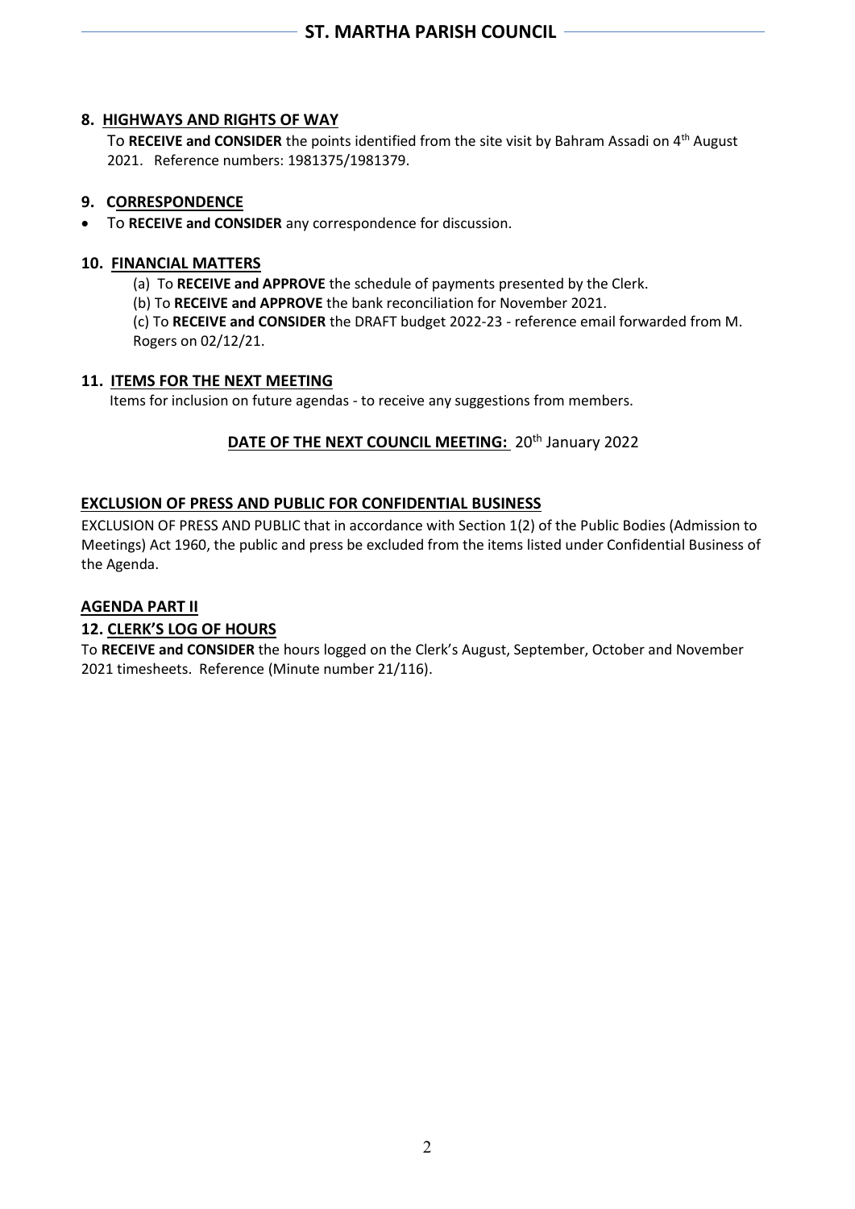## 8. HIGHWAYS AND RIGHTS OF WAY

To **RECEIVE and CONSIDER** the points identified from the site visit by Bahram Assadi on 4th August 2021. Reference numbers: 1981375/1981379.

## 9. CORRESPONDENCE

- To **RECEIVE and CONSIDER** any correspondence for discussion.

## 10. FINANCIAL MATTERS

(a) To **RECEIVE and APPROVE** the schedule of payments presented by the Clerk.

(b) To **RECEIVE and APPROVE** the bank reconciliation for November 2021.

(c) To **RECEIVE and CONSIDER** the DRAFT budget 2022-23 - reference email forwarded from M. Rogers on 02/12/21.

## 11. ITEMS FOR THE NEXT MEETING

Items for inclusion on future agendas - to receive any suggestions from members.

**DATE OF THE NEXT COUNCIL MEETING:** 20th January 2022

## EXCLUSION OF PRESS AND PUBLIC FOR CONFIDENTIAL BUSINESS

EXCLUSION OF PRESS AND PUBLIC that in accordance with Section 1(2) of the Public Bodies (Admission to Meetings) Act 1960, the public and press be excluded from the items listed under Confidential Business of the Agenda.

## AGENDA PART II

## 12. CLERK'S LOG OF HOURS

To **RECEIVE and CONSIDER** the hours logged on the Clerk's August, September, October and November 2021 timesheets. Reference (Minute number 21/116).